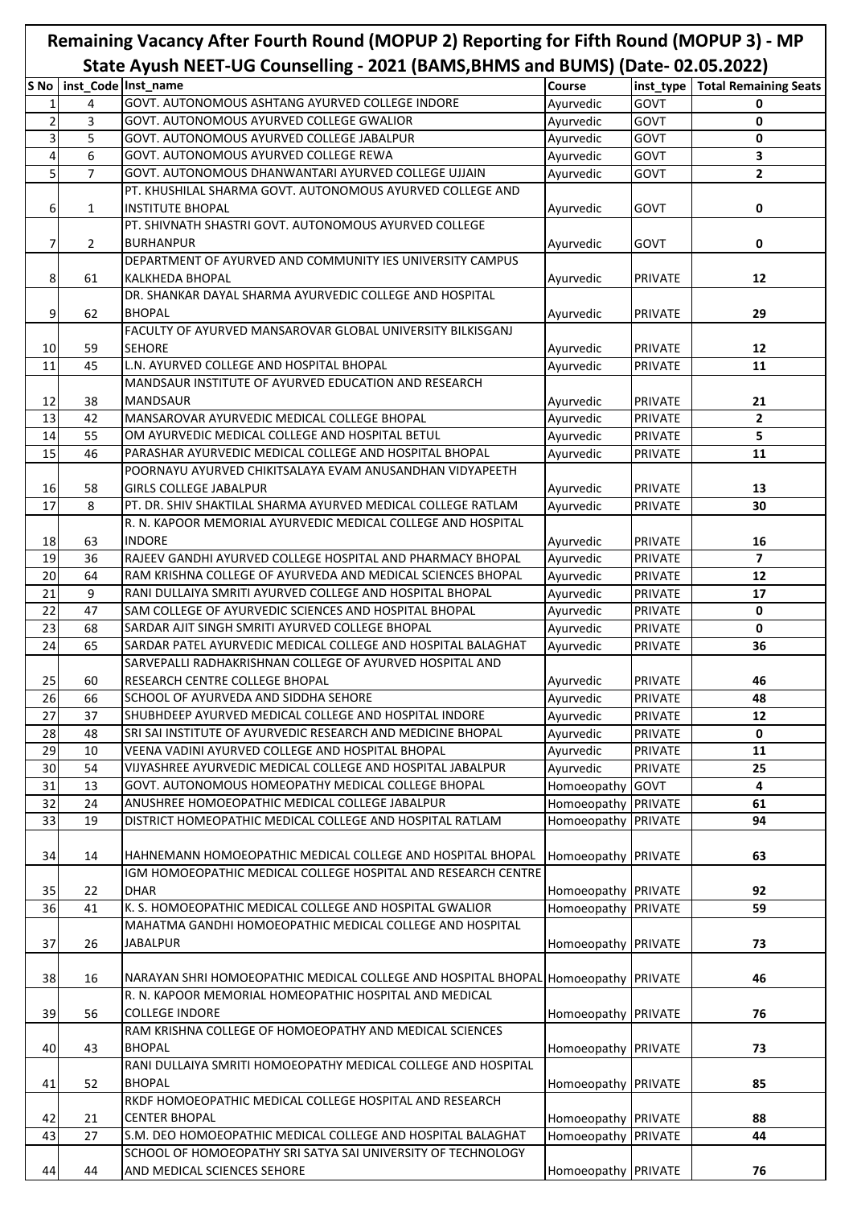# Remaining Vacancy After Fourth Round (MOPUP 2) Reporting for Fifth Round (MOPUP 3) - MP State Ayush NEET-UG Counselling - 2021 (BAMS,BHMS and BUMS) (Date- 02.05.2022)

| S No | inst_Code | Inst_name | Course | inst_type | Total Remaining Seats |
|---|---|---|---|---|---|
| 1 | 4 | GOVT. AUTONOMOUS ASHTANG AYURVED COLLEGE INDORE | Ayurvedic | GOVT | 0 |
| 2 | 3 | GOVT. AUTONOMOUS AYURVED COLLEGE GWALIOR | Ayurvedic | GOVT | 0 |
| 3 | 5 | GOVT. AUTONOMOUS AYURVED COLLEGE JABALPUR | Ayurvedic | GOVT | 0 |
| 4 | 6 | GOVT. AUTONOMOUS AYURVED COLLEGE REWA | Ayurvedic | GOVT | 3 |
| 5 | 7 | GOVT. AUTONOMOUS DHANWANTARI AYURVED COLLEGE UJJAIN | Ayurvedic | GOVT | 2 |
| 6 | 1 | PT. KHUSHILAL SHARMA GOVT. AUTONOMOUS AYURVED COLLEGE AND INSTITUTE BHOPAL | Ayurvedic | GOVT | 0 |
| 7 | 2 | PT. SHIVNATH SHASTRI GOVT. AUTONOMOUS AYURVED COLLEGE BURHANPUR | Ayurvedic | GOVT | 0 |
| 8 | 61 | DEPARTMENT OF AYURVED AND COMMUNITY IES UNIVERSITY CAMPUS KALKHEDA BHOPAL | Ayurvedic | PRIVATE | 12 |
| 9 | 62 | DR. SHANKAR DAYAL SHARMA AYURVEDIC COLLEGE AND HOSPITAL BHOPAL | Ayurvedic | PRIVATE | 29 |
| 10 | 59 | FACULTY OF AYURVED MANSAROVAR GLOBAL UNIVERSITY BILKISGANJ SEHORE | Ayurvedic | PRIVATE | 12 |
| 11 | 45 | L.N. AYURVED COLLEGE AND HOSPITAL BHOPAL | Ayurvedic | PRIVATE | 11 |
| 12 | 38 | MANDSAUR INSTITUTE OF AYURVED EDUCATION AND RESEARCH MANDSAUR | Ayurvedic | PRIVATE | 21 |
| 13 | 42 | MANSAROVAR AYURVEDIC MEDICAL COLLEGE BHOPAL | Ayurvedic | PRIVATE | 2 |
| 14 | 55 | OM AYURVEDIC MEDICAL COLLEGE AND HOSPITAL BETUL | Ayurvedic | PRIVATE | 5 |
| 15 | 46 | PARASHAR AYURVEDIC MEDICAL COLLEGE AND HOSPITAL BHOPAL | Ayurvedic | PRIVATE | 11 |
| 16 | 58 | POORNAYU AYURVED CHIKITSALAYA EVAM ANUSANDHAN VIDYAPEETH GIRLS COLLEGE JABALPUR | Ayurvedic | PRIVATE | 13 |
| 17 | 8 | PT. DR. SHIV SHAKTILAL SHARMA AYURVED MEDICAL COLLEGE RATLAM | Ayurvedic | PRIVATE | 30 |
| 18 | 63 | R. N. KAPOOR MEMORIAL AYURVEDIC MEDICAL COLLEGE AND HOSPITAL INDORE | Ayurvedic | PRIVATE | 16 |
| 19 | 36 | RAJEEV GANDHI AYURVED COLLEGE HOSPITAL AND PHARMACY BHOPAL | Ayurvedic | PRIVATE | 7 |
| 20 | 64 | RAM KRISHNA COLLEGE OF AYURVEDA AND MEDICAL SCIENCES BHOPAL | Ayurvedic | PRIVATE | 12 |
| 21 | 9 | RANI DULLAIYA SMRITI AYURVED COLLEGE AND HOSPITAL BHOPAL | Ayurvedic | PRIVATE | 17 |
| 22 | 47 | SAM COLLEGE OF AYURVEDIC SCIENCES AND HOSPITAL BHOPAL | Ayurvedic | PRIVATE | 0 |
| 23 | 68 | SARDAR AJIT SINGH SMRITI AYURVED COLLEGE BHOPAL | Ayurvedic | PRIVATE | 0 |
| 24 | 65 | SARDAR PATEL AYURVEDIC MEDICAL COLLEGE AND HOSPITAL BALAGHAT | Ayurvedic | PRIVATE | 36 |
| 25 | 60 | SARVEPALLI RADHAKRISHNAN COLLEGE OF AYURVED HOSPITAL AND RESEARCH CENTRE COLLEGE BHOPAL | Ayurvedic | PRIVATE | 46 |
| 26 | 66 | SCHOOL OF AYURVEDA AND SIDDHA SEHORE | Ayurvedic | PRIVATE | 48 |
| 27 | 37 | SHUBHDEEP AYURVED MEDICAL COLLEGE AND HOSPITAL INDORE | Ayurvedic | PRIVATE | 12 |
| 28 | 48 | SRI SAI INSTITUTE OF AYURVEDIC RESEARCH AND MEDICINE BHOPAL | Ayurvedic | PRIVATE | 0 |
| 29 | 10 | VEENA VADINI AYURVED COLLEGE AND HOSPITAL BHOPAL | Ayurvedic | PRIVATE | 11 |
| 30 | 54 | VIJYASHREE AYURVEDIC MEDICAL COLLEGE AND HOSPITAL JABALPUR | Ayurvedic | PRIVATE | 25 |
| 31 | 13 | GOVT. AUTONOMOUS HOMEOPATHY MEDICAL COLLEGE BHOPAL | Homoeopathy | GOVT | 4 |
| 32 | 24 | ANUSHREE HOMOEOPATHIC MEDICAL COLLEGE JABALPUR | Homoeopathy | PRIVATE | 61 |
| 33 | 19 | DISTRICT HOMEOPATHIC MEDICAL COLLEGE AND HOSPITAL RATLAM | Homoeopathy | PRIVATE | 94 |
| 34 | 14 | HAHNEMANN HOMOEOPATHIC MEDICAL COLLEGE AND HOSPITAL BHOPAL | Homoeopathy | PRIVATE | 63 |
| 35 | 22 | IGM HOMOEOPATHIC MEDICAL COLLEGE HOSPITAL AND RESEARCH CENTRE DHAR | Homoeopathy | PRIVATE | 92 |
| 36 | 41 | K. S. HOMOEOPATHIC MEDICAL COLLEGE AND HOSPITAL GWALIOR | Homoeopathy | PRIVATE | 59 |
| 37 | 26 | MAHATMA GANDHI HOMOEOPATHIC MEDICAL COLLEGE AND HOSPITAL JABALPUR | Homoeopathy | PRIVATE | 73 |
| 38 | 16 | NARAYAN SHRI HOMOEOPATHIC MEDICAL COLLEGE AND HOSPITAL BHOPAL | Homoeopathy | PRIVATE | 46 |
| 39 | 56 | R. N. KAPOOR MEMORIAL HOMEOPATHIC HOSPITAL AND MEDICAL COLLEGE INDORE | Homoeopathy | PRIVATE | 76 |
| 40 | 43 | RAM KRISHNA COLLEGE OF HOMOEOPATHY AND MEDICAL SCIENCES BHOPAL | Homoeopathy | PRIVATE | 73 |
| 41 | 52 | RANI DULLAIYA SMRITI HOMOEOPATHY MEDICAL COLLEGE AND HOSPITAL BHOPAL | Homoeopathy | PRIVATE | 85 |
| 42 | 21 | RKDF HOMOEOPATHIC MEDICAL COLLEGE HOSPITAL AND RESEARCH CENTER BHOPAL | Homoeopathy | PRIVATE | 88 |
| 43 | 27 | S.M. DEO HOMOEOPATHIC MEDICAL COLLEGE AND HOSPITAL BALAGHAT | Homoeopathy | PRIVATE | 44 |
| 44 | 44 | SCHOOL OF HOMOEOPATHY SRI SATYA SAI UNIVERSITY OF TECHNOLOGY AND MEDICAL SCIENCES SEHORE | Homoeopathy | PRIVATE | 76 |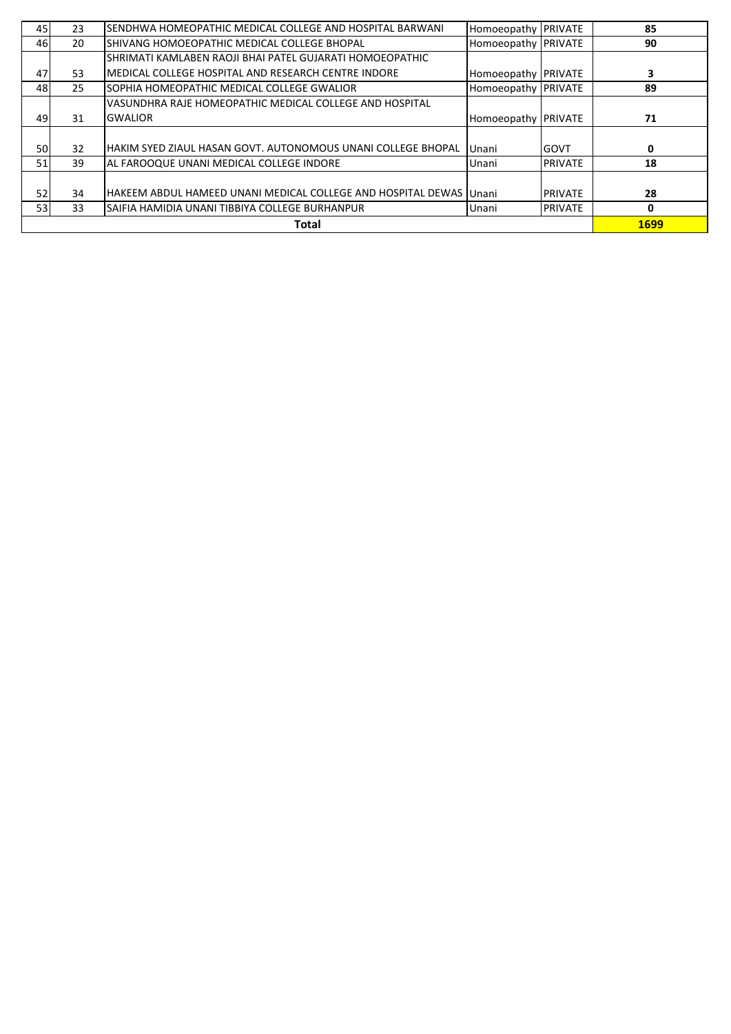| | | | | | |
|---|---|---|---|---|---|
| 45 | 23 | SENDHWA HOMEOPATHIC MEDICAL COLLEGE AND HOSPITAL BARWANI | Homoeopathy | PRIVATE | 85 |
| 46 | 20 | SHIVANG HOMOEOPATHIC MEDICAL COLLEGE BHOPAL | Homoeopathy | PRIVATE | 90 |
| 47 | 53 | SHRIMATI KAMLABEN RAOJI BHAI PATEL GUJARATI HOMOEOPATHIC MEDICAL COLLEGE HOSPITAL AND RESEARCH CENTRE INDORE | Homoeopathy | PRIVATE | 3 |
| 48 | 25 | SOPHIA HOMEOPATHIC MEDICAL COLLEGE GWALIOR | Homoeopathy | PRIVATE | 89 |
| 49 | 31 | VASUNDHRA RAJE HOMEOPATHIC MEDICAL COLLEGE AND HOSPITAL GWALIOR | Homoeopathy | PRIVATE | 71 |
| 50 | 32 | HAKIM SYED ZIAUL HASAN GOVT. AUTONOMOUS UNANI COLLEGE BHOPAL | Unani | GOVT | 0 |
| 51 | 39 | AL FAROOQUE UNANI MEDICAL COLLEGE INDORE | Unani | PRIVATE | 18 |
| 52 | 34 | HAKEEM ABDUL HAMEED UNANI MEDICAL COLLEGE AND HOSPITAL DEWAS | Unani | PRIVATE | 28 |
| 53 | 33 | SAIFIA HAMIDIA UNANI TIBBIYA COLLEGE BURHANPUR | Unani | PRIVATE | 0 |
| **Total** | | | | | **1699** |